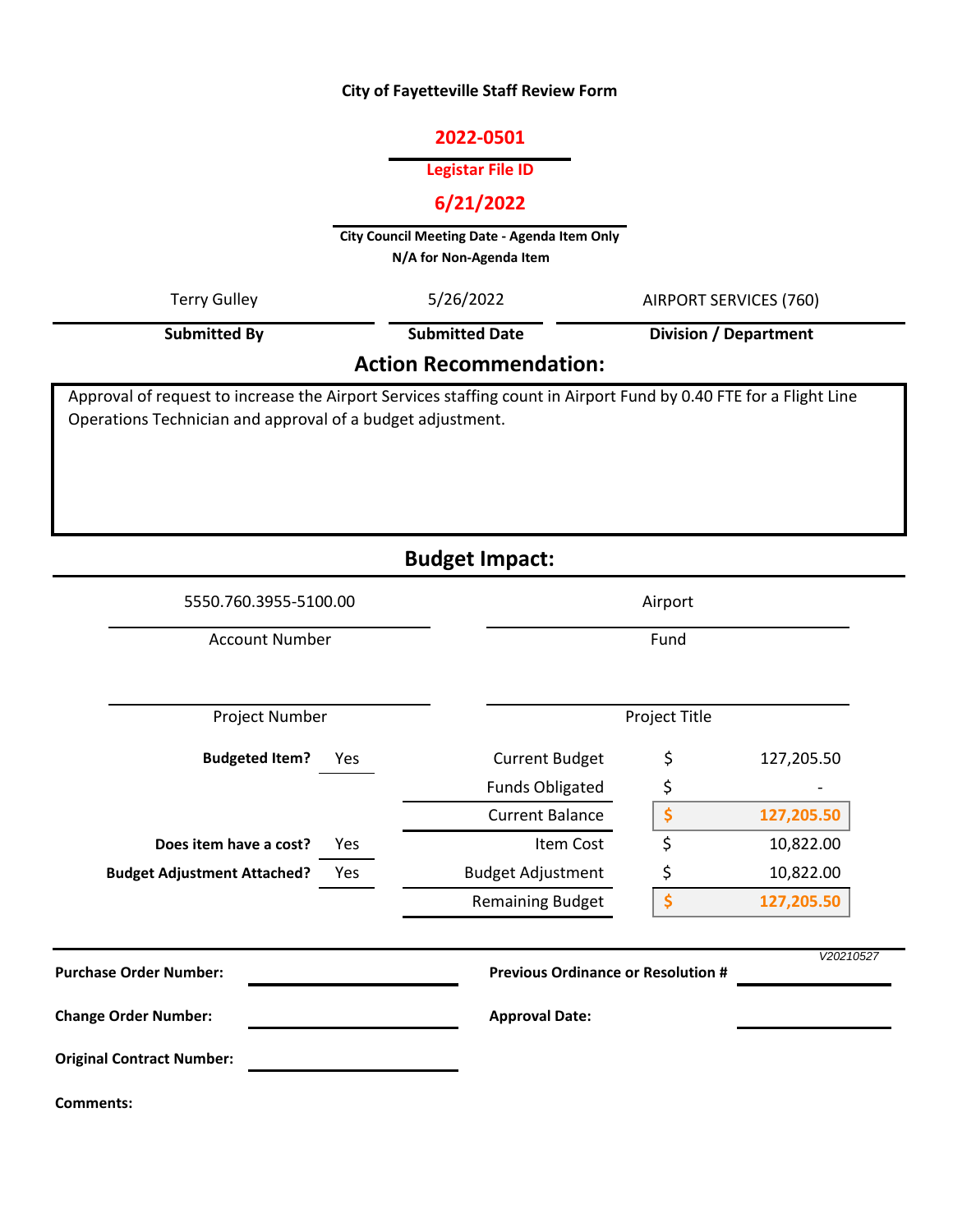# City of Fayetteville Staff Review Form

**2022-0501**

**Legistar File ID**

**6/21/2022**

**City Council Meeting Date - Agenda Item Only**
**N/A for Non-Agenda Item**

| Submitted By | Submitted Date | Division / Department |
|---|---|---|
| Terry Gulley | 5/26/2022 | AIRPORT SERVICES (760) |

## Action Recommendation:

Approval of request to increase the Airport Services staffing count in Airport Fund by 0.40 FTE for a Flight Line Operations Technician and approval of a budget adjustment.

## Budget Impact:

| Account Number | Fund |
|---|---|
| 5550.760.3955-5100.00 | Airport |

| Project Number | Project Title |
|---|---|
| | |

| | | | | |
|---|---|---|---|---|
| **Budgeted Item?** | Yes | Current Budget | $ | 127,205.50 |
| | | Funds Obligated | $ | - |
| | | Current Balance | $ | 127,205.50 |
| **Does item have a cost?** | Yes | Item Cost | $ | 10,822.00 |
| **Budget Adjustment Attached?** | Yes | Budget Adjustment | $ | 10,822.00 |
| | | Remaining Budget | $ | 127,205.50 |

*V20210527*

**Purchase Order Number:**

**Previous Ordinance or Resolution #**

**Change Order Number:**

**Approval Date:**

**Original Contract Number:**

**Comments:**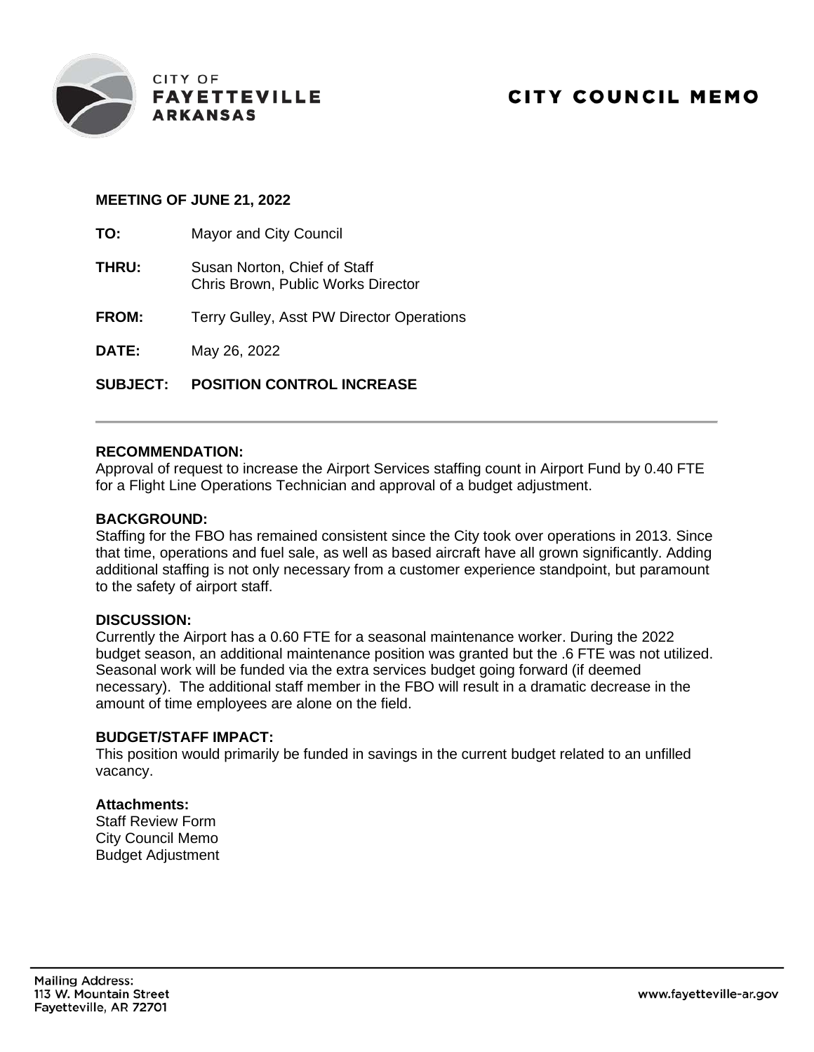CITY OF
**FAYETTEVILLE**
**ARKANSAS**

# CITY COUNCIL MEMO

**MEETING OF JUNE 21, 2022**

**TO:** Mayor and City Council

**THRU:** Susan Norton, Chief of Staff
Chris Brown, Public Works Director

**FROM:** Terry Gulley, Asst PW Director Operations

**DATE:** May 26, 2022

**SUBJECT: POSITION CONTROL INCREASE**

---

**RECOMMENDATION:**
Approval of request to increase the Airport Services staffing count in Airport Fund by 0.40 FTE for a Flight Line Operations Technician and approval of a budget adjustment.

**BACKGROUND:**
Staffing for the FBO has remained consistent since the City took over operations in 2013. Since that time, operations and fuel sale, as well as based aircraft have all grown significantly. Adding additional staffing is not only necessary from a customer experience standpoint, but paramount to the safety of airport staff.

**DISCUSSION:**
Currently the Airport has a 0.60 FTE for a seasonal maintenance worker. During the 2022 budget season, an additional maintenance position was granted but the .6 FTE was not utilized. Seasonal work will be funded via the extra services budget going forward (if deemed necessary). The additional staff member in the FBO will result in a dramatic decrease in the amount of time employees are alone on the field.

**BUDGET/STAFF IMPACT:**
This position would primarily be funded in savings in the current budget related to an unfilled vacancy.

**Attachments:**
Staff Review Form
City Council Memo
Budget Adjustment

Mailing Address:
113 W. Mountain Street
Fayetteville, AR 72701

www.fayetteville-ar.gov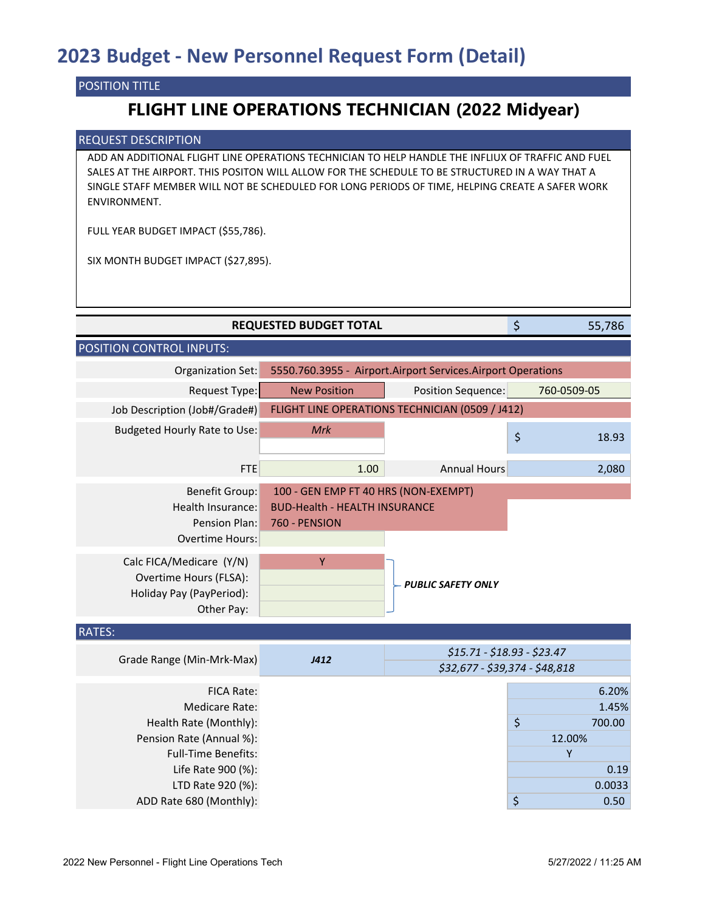# 2023 Budget - New Personnel Request Form (Detail)

## POSITION TITLE

### FLIGHT LINE OPERATIONS TECHNICIAN (2022 Midyear)

## REQUEST DESCRIPTION

ADD AN ADDITIONAL FLIGHT LINE OPERATIONS TECHNICIAN TO HELP HANDLE THE INFLIUX OF TRAFFIC AND FUEL SALES AT THE AIRPORT. THIS POSITON WILL ALLOW FOR THE SCHEDULE TO BE STRUCTURED IN A WAY THAT A SINGLE STAFF MEMBER WILL NOT BE SCHEDULED FOR LONG PERIODS OF TIME, HELPING CREATE A SAFER WORK ENVIRONMENT.

FULL YEAR BUDGET IMPACT ($55,786).

SIX MONTH BUDGET IMPACT ($27,895).

| **REQUESTED BUDGET TOTAL** | $ 55,786 |
|---|---|

## POSITION CONTROL INPUTS:

| | | | |
|---|---|---|---|
| Organization Set: | 5550.760.3955 - Airport.Airport Services.Airport Operations | | |
| Request Type: | New Position | Position Sequence: | 760-0509-05 |
| Job Description (Job#/Grade#) | FLIGHT LINE OPERATIONS TECHNICIAN (0509 / J412) | | |
| Budgeted Hourly Rate to Use: | *Mrk* | | $ 18.93 |
| FTE | 1.00 | Annual Hours | 2,080 |
| Benefit Group: | 100 - GEN EMP FT 40 HRS (NON-EXEMPT) | | |
| Health Insurance: | BUD-Health - HEALTH INSURANCE | | |
| Pension Plan: | 760 - PENSION | | |
| Overtime Hours: | | | |
| Calc FICA/Medicare (Y/N) | Y | | |
| Overtime Hours (FLSA): | | *PUBLIC SAFETY ONLY* | |
| Holiday Pay (PayPeriod): | | | |
| Other Pay: | | | |

## RATES:

| | | | |
|---|---|---|---|
| Grade Range (Min-Mrk-Max) | ***J412*** | *$15.71 - $18.93 - $23.47* | |
| | | *$32,677 - $39,374 - $48,818* | |
| FICA Rate: | | | 6.20% |
| Medicare Rate: | | | 1.45% |
| Health Rate (Monthly): | | | $ 700.00 |
| Pension Rate (Annual %): | | | 12.00% |
| Full-Time Benefits: | | | Y |
| Life Rate 900 (%): | | | 0.19 |
| LTD Rate 920 (%): | | | 0.0033 |
| ADD Rate 680 (Monthly): | | | $ 0.50 |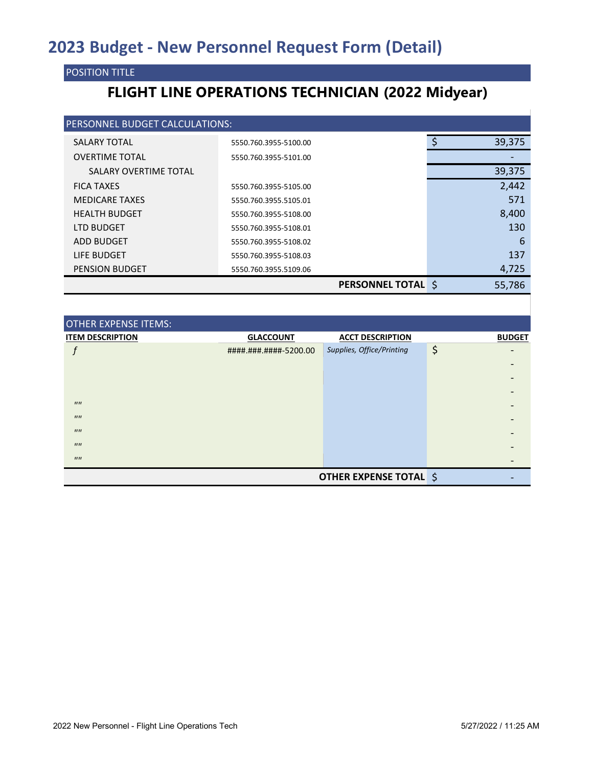# 2023 Budget - New Personnel Request Form (Detail)

## POSITION TITLE

## FLIGHT LINE OPERATIONS TECHNICIAN (2022 Midyear)

| PERSONNEL BUDGET CALCULATIONS: | | |
|---|---|---|
| SALARY TOTAL | 5550.760.3955-5100.00 | $ 39,375 |
| OVERTIME TOTAL | 5550.760.3955-5101.00 | - |
| SALARY OVERTIME TOTAL | | 39,375 |
| FICA TAXES | 5550.760.3955-5105.00 | 2,442 |
| MEDICARE TAXES | 5550.760.3955.5105.01 | 571 |
| HEALTH BUDGET | 5550.760.3955-5108.00 | 8,400 |
| LTD BUDGET | 5550.760.3955-5108.01 | 130 |
| ADD BUDGET | 5550.760.3955-5108.02 | 6 |
| LIFE BUDGET | 5550.760.3955-5108.03 | 137 |
| PENSION BUDGET | 5550.760.3955.5109.06 | 4,725 |
| | **PERSONNEL TOTAL** | **$ 55,786** |

OTHER EXPENSE ITEMS:

| ITEM DESCRIPTION | GLACCOUNT | ACCT DESCRIPTION | BUDGET |
|---|---|---|---|
| *f* | ####.###.####-5200.00 | *Supplies, Office/Printing* | $ - |
| | | | - |
| | | | - |
| | | | - |
| "" | | | - |
| "" | | | - |
| "" | | | - |
| "" | | | - |
| "" | | | - |
| | | **OTHER EXPENSE TOTAL** | **$ -** |

2022 New Personnel - Flight Line Operations Tech 5/27/2022 / 11:25 AM